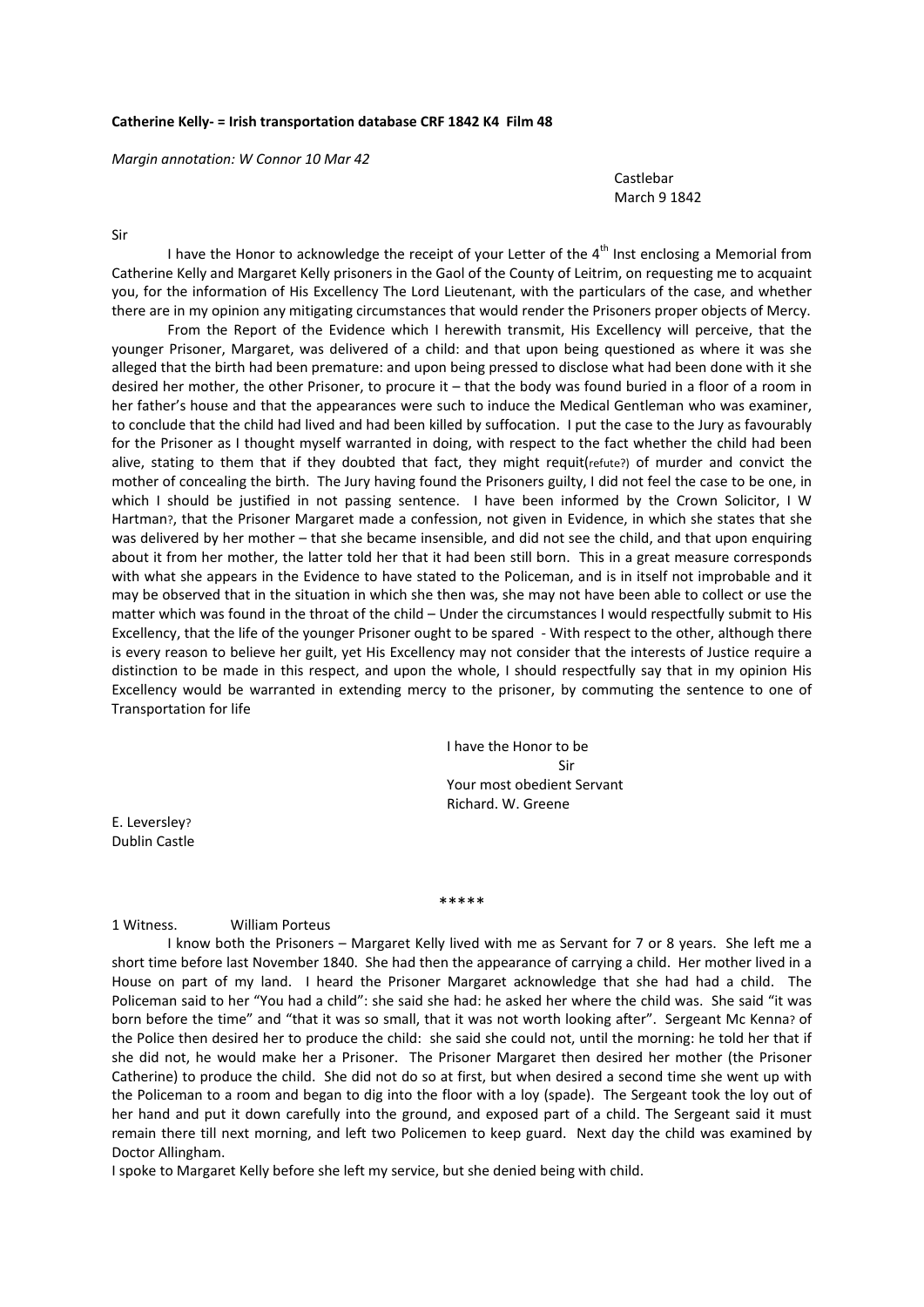**Catherine Kelly- = Irish transportation database CRF 1842 K4 Film 48**

*Margin annotation: W Connor 10 Mar 42*

Castlebar
March 9 1842

Sir

I have the Honor to acknowledge the receipt of your Letter of the 4th Inst enclosing a Memorial from Catherine Kelly and Margaret Kelly prisoners in the Gaol of the County of Leitrim, on requesting me to acquaint you, for the information of His Excellency The Lord Lieutenant, with the particulars of the case, and whether there are in my opinion any mitigating circumstances that would render the Prisoners proper objects of Mercy.

From the Report of the Evidence which I herewith transmit, His Excellency will perceive, that the younger Prisoner, Margaret, was delivered of a child: and that upon being questioned as where it was she alleged that the birth had been premature: and upon being pressed to disclose what had been done with it she desired her mother, the other Prisoner, to procure it – that the body was found buried in a floor of a room in her father's house and that the appearances were such to induce the Medical Gentleman who was examiner, to conclude that the child had lived and had been killed by suffocation. I put the case to the Jury as favourably for the Prisoner as I thought myself warranted in doing, with respect to the fact whether the child had been alive, stating to them that if they doubted that fact, they might requit(refute?) of murder and convict the mother of concealing the birth. The Jury having found the Prisoners guilty, I did not feel the case to be one, in which I should be justified in not passing sentence. I have been informed by the Crown Solicitor, I W Hartman?, that the Prisoner Margaret made a confession, not given in Evidence, in which she states that she was delivered by her mother – that she became insensible, and did not see the child, and that upon enquiring about it from her mother, the latter told her that it had been still born. This in a great measure corresponds with what she appears in the Evidence to have stated to the Policeman, and is in itself not improbable and it may be observed that in the situation in which she then was, she may not have been able to collect or use the matter which was found in the throat of the child – Under the circumstances I would respectfully submit to His Excellency, that the life of the younger Prisoner ought to be spared - With respect to the other, although there is every reason to believe her guilt, yet His Excellency may not consider that the interests of Justice require a distinction to be made in this respect, and upon the whole, I should respectfully say that in my opinion His Excellency would be warranted in extending mercy to the prisoner, by commuting the sentence to one of Transportation for life

I have the Honor to be
Sir
Your most obedient Servant
Richard. W. Greene

E. Leversley?
Dublin Castle

\*\*\*\*\*

1 Witness. William Porteus

I know both the Prisoners – Margaret Kelly lived with me as Servant for 7 or 8 years. She left me a short time before last November 1840. She had then the appearance of carrying a child. Her mother lived in a House on part of my land. I heard the Prisoner Margaret acknowledge that she had had a child. The Policeman said to her "You had a child": she said she had: he asked her where the child was. She said "it was born before the time" and "that it was so small, that it was not worth looking after". Sergeant Mc Kenna? of the Police then desired her to produce the child: she said she could not, until the morning: he told her that if she did not, he would make her a Prisoner. The Prisoner Margaret then desired her mother (the Prisoner Catherine) to produce the child. She did not do so at first, but when desired a second time she went up with the Policeman to a room and began to dig into the floor with a loy (spade). The Sergeant took the loy out of her hand and put it down carefully into the ground, and exposed part of a child. The Sergeant said it must remain there till next morning, and left two Policemen to keep guard. Next day the child was examined by Doctor Allingham.

I spoke to Margaret Kelly before she left my service, but she denied being with child.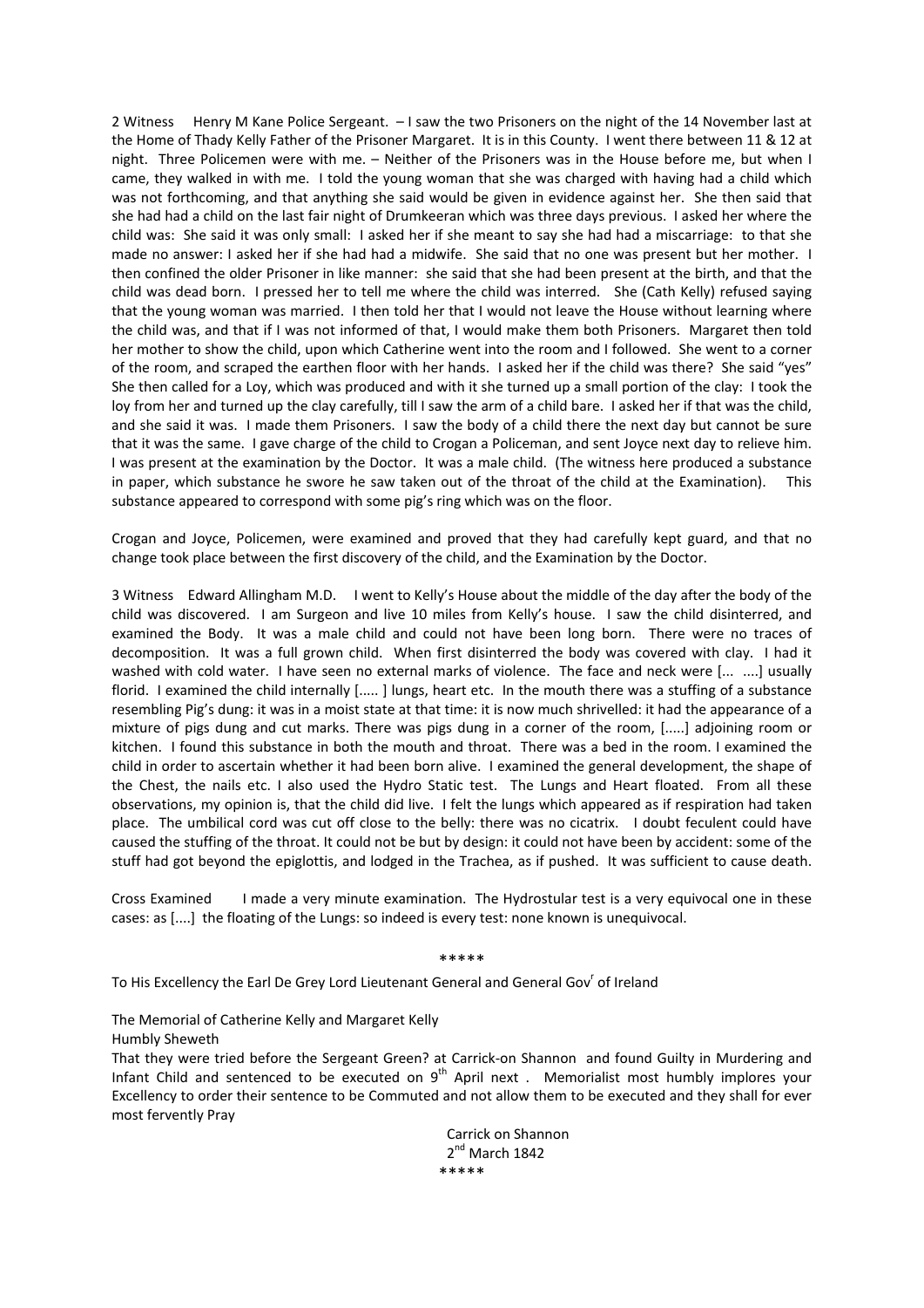2 Witness Henry M Kane Police Sergeant. – I saw the two Prisoners on the night of the 14 November last at the Home of Thady Kelly Father of the Prisoner Margaret. It is in this County. I went there between 11 & 12 at night. Three Policemen were with me. – Neither of the Prisoners was in the House before me, but when I came, they walked in with me. I told the young woman that she was charged with having had a child which was not forthcoming, and that anything she said would be given in evidence against her. She then said that she had had a child on the last fair night of Drumkeeran which was three days previous. I asked her where the child was: She said it was only small: I asked her if she meant to say she had had a miscarriage: to that she made no answer: I asked her if she had had a midwife. She said that no one was present but her mother. I then confined the older Prisoner in like manner: she said that she had been present at the birth, and that the child was dead born. I pressed her to tell me where the child was interred. She (Cath Kelly) refused saying that the young woman was married. I then told her that I would not leave the House without learning where the child was, and that if I was not informed of that, I would make them both Prisoners. Margaret then told her mother to show the child, upon which Catherine went into the room and I followed. She went to a corner of the room, and scraped the earthen floor with her hands. I asked her if the child was there? She said "yes" She then called for a Loy, which was produced and with it she turned up a small portion of the clay: I took the loy from her and turned up the clay carefully, till I saw the arm of a child bare. I asked her if that was the child, and she said it was. I made them Prisoners. I saw the body of a child there the next day but cannot be sure that it was the same. I gave charge of the child to Crogan a Policeman, and sent Joyce next day to relieve him. I was present at the examination by the Doctor. It was a male child. (The witness here produced a substance in paper, which substance he swore he saw taken out of the throat of the child at the Examination). This substance appeared to correspond with some pig's ring which was on the floor.

Crogan and Joyce, Policemen, were examined and proved that they had carefully kept guard, and that no change took place between the first discovery of the child, and the Examination by the Doctor.

3 Witness Edward Allingham M.D. I went to Kelly's House about the middle of the day after the body of the child was discovered. I am Surgeon and live 10 miles from Kelly's house. I saw the child disinterred, and examined the Body. It was a male child and could not have been long born. There were no traces of decomposition. It was a full grown child. When first disinterred the body was covered with clay. I had it washed with cold water. I have seen no external marks of violence. The face and neck were [... ....] usually florid. I examined the child internally [..... ] lungs, heart etc. In the mouth there was a stuffing of a substance resembling Pig's dung: it was in a moist state at that time: it is now much shrivelled: it had the appearance of a mixture of pigs dung and cut marks. There was pigs dung in a corner of the room, [.....] adjoining room or kitchen. I found this substance in both the mouth and throat. There was a bed in the room. I examined the child in order to ascertain whether it had been born alive. I examined the general development, the shape of the Chest, the nails etc. I also used the Hydro Static test. The Lungs and Heart floated. From all these observations, my opinion is, that the child did live. I felt the lungs which appeared as if respiration had taken place. The umbilical cord was cut off close to the belly: there was no cicatrix. I doubt feculent could have caused the stuffing of the throat. It could not be but by design: it could not have been by accident: some of the stuff had got beyond the epiglottis, and lodged in the Trachea, as if pushed. It was sufficient to cause death.

Cross Examined I made a very minute examination. The Hydrostular test is a very equivocal one in these cases: as [....] the floating of the Lungs: so indeed is every test: none known is unequivocal.

*****

To His Excellency the Earl De Grey Lord Lieutenant General and General Gov[r] of Ireland

The Memorial of Catherine Kelly and Margaret Kelly
Humbly Sheweth

That they were tried before the Sergeant Green? at Carrick-on Shannon and found Guilty in Murdering and Infant Child and sentenced to be executed on 9[th] April next . Memorialist most humbly implores your Excellency to order their sentence to be Commuted and not allow them to be executed and they shall for ever most fervently Pray

Carrick on Shannon
2[nd] March 1842

*****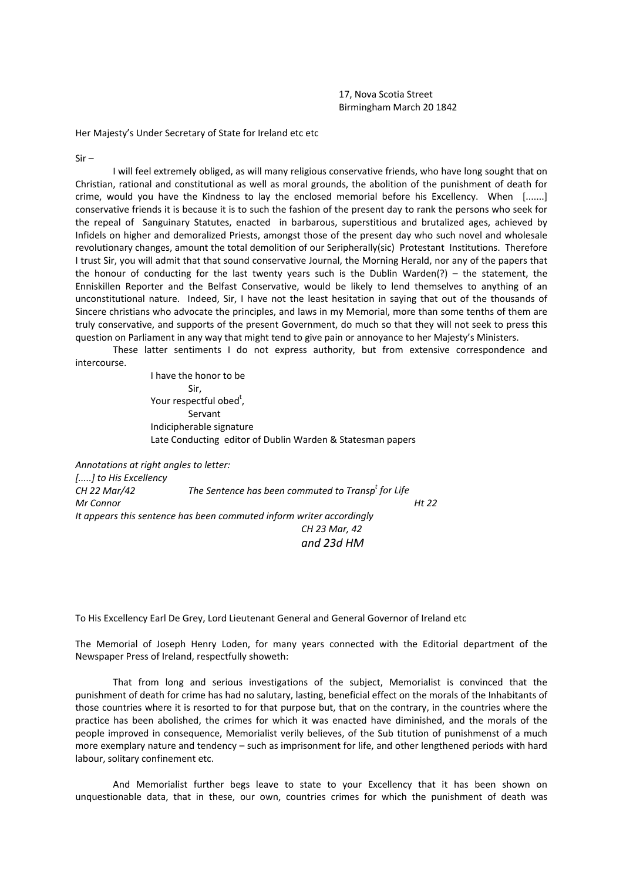17, Nova Scotia Street
Birmingham March 20 1842

Her Majesty's Under Secretary of State for Ireland etc etc

Sir –

I will feel extremely obliged, as will many religious conservative friends, who have long sought that on Christian, rational and constitutional as well as moral grounds, the abolition of the punishment of death for crime, would you have the Kindness to lay the enclosed memorial before his Excellency. When [.......] conservative friends it is because it is to such the fashion of the present day to rank the persons who seek for the repeal of Sanguinary Statutes, enacted in barbarous, superstitious and brutalized ages, achieved by Infidels on higher and demoralized Priests, amongst those of the present day who such novel and wholesale revolutionary changes, amount the total demolition of our Seripherally(sic) Protestant Institutions. Therefore I trust Sir, you will admit that that sound conservative Journal, the Morning Herald, nor any of the papers that the honour of conducting for the last twenty years such is the Dublin Warden(?) – the statement, the Enniskillen Reporter and the Belfast Conservative, would be likely to lend themselves to anything of an unconstitutional nature. Indeed, Sir, I have not the least hesitation in saying that out of the thousands of Sincere christians who advocate the principles, and laws in my Memorial, more than some tenths of them are truly conservative, and supports of the present Government, do much so that they will not seek to press this question on Parliament in any way that might tend to give pain or annoyance to her Majesty's Ministers.

These latter sentiments I do not express authority, but from extensive correspondence and intercourse.

I have the honor to be
Sir,
Your respectful obed[t],
Servant
Indicipherable signature
Late Conducting editor of Dublin Warden & Statesman papers

*Annotations at right angles to letter:*

*[.....] to His Excellency*

*CH 22 Mar/42* *The Sentence has been commuted to Transp[t] for Life*

*Mr Connor* *Ht 22*

*It appears this sentence has been commuted inform writer accordingly*

*CH 23 Mar, 42*

*and 23d HM*

To His Excellency Earl De Grey, Lord Lieutenant General and General Governor of Ireland etc

The Memorial of Joseph Henry Loden, for many years connected with the Editorial department of the Newspaper Press of Ireland, respectfully showeth:

That from long and serious investigations of the subject, Memorialist is convinced that the punishment of death for crime has had no salutary, lasting, beneficial effect on the morals of the Inhabitants of those countries where it is resorted to for that purpose but, that on the contrary, in the countries where the practice has been abolished, the crimes for which it was enacted have diminished, and the morals of the people improved in consequence, Memorialist verily believes, of the Sub titution of punishmenst of a much more exemplary nature and tendency – such as imprisonment for life, and other lengthened periods with hard labour, solitary confinement etc.

And Memorialist further begs leave to state to your Excellency that it has been shown on unquestionable data, that in these, our own, countries crimes for which the punishment of death was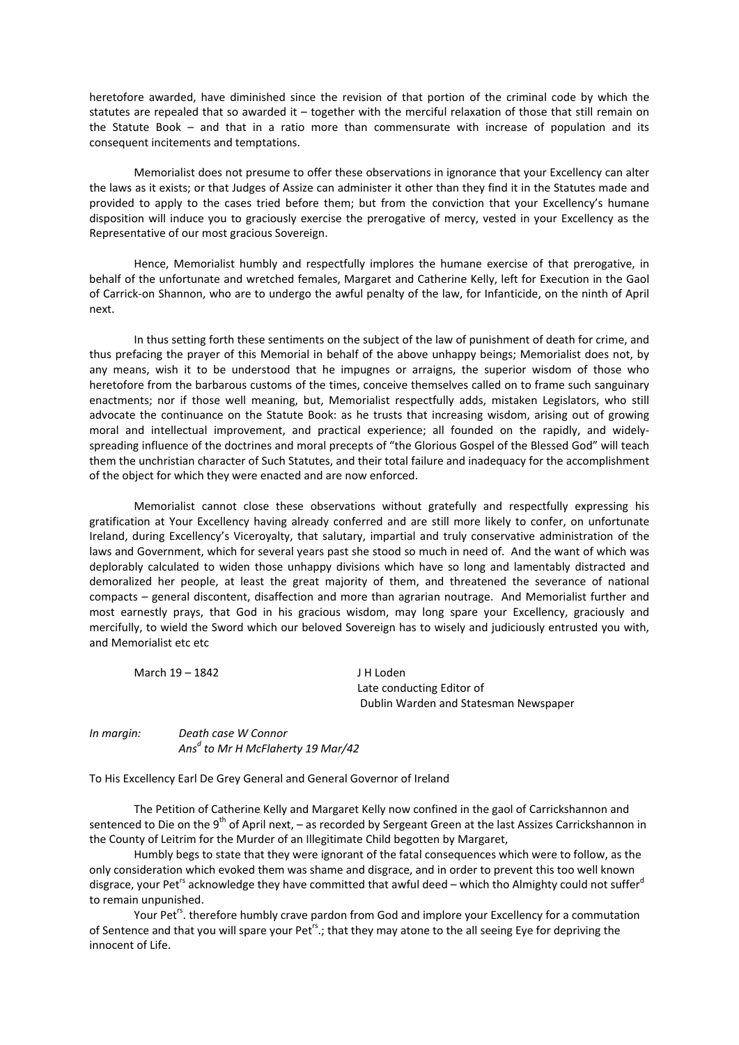heretofore awarded, have diminished since the revision of that portion of the criminal code by which the statutes are repealed that so awarded it – together with the merciful relaxation of those that still remain on the Statute Book – and that in a ratio more than commensurate with increase of population and its consequent incitements and temptations.

Memorialist does not presume to offer these observations in ignorance that your Excellency can alter the laws as it exists; or that Judges of Assize can administer it other than they find it in the Statutes made and provided to apply to the cases tried before them; but from the conviction that your Excellency's humane disposition will induce you to graciously exercise the prerogative of mercy, vested in your Excellency as the Representative of our most gracious Sovereign.

Hence, Memorialist humbly and respectfully implores the humane exercise of that prerogative, in behalf of the unfortunate and wretched females, Margaret and Catherine Kelly, left for Execution in the Gaol of Carrick-on Shannon, who are to undergo the awful penalty of the law, for Infanticide, on the ninth of April next.

In thus setting forth these sentiments on the subject of the law of punishment of death for crime, and thus prefacing the prayer of this Memorial in behalf of the above unhappy beings; Memorialist does not, by any means, wish it to be understood that he impugnes or arraigns, the superior wisdom of those who heretofore from the barbarous customs of the times, conceive themselves called on to frame such sanguinary enactments; nor if those well meaning, but, Memorialist respectfully adds, mistaken Legislators, who still advocate the continuance on the Statute Book: as he trusts that increasing wisdom, arising out of growing moral and intellectual improvement, and practical experience; all founded on the rapidly, and widely-spreading influence of the doctrines and moral precepts of "the Glorious Gospel of the Blessed God" will teach them the unchristian character of Such Statutes, and their total failure and inadequacy for the accomplishment of the object for which they were enacted and are now enforced.

Memorialist cannot close these observations without gratefully and respectfully expressing his gratification at Your Excellency having already conferred and are still more likely to confer, on unfortunate Ireland, during Excellency's Viceroyalty, that salutary, impartial and truly conservative administration of the laws and Government, which for several years past she stood so much in need of. And the want of which was deplorably calculated to widen those unhappy divisions which have so long and lamentably distracted and demoralized her people, at least the great majority of them, and threatened the severance of national compacts – general discontent, disaffection and more than agrarian noutrage. And Memorialist further and most earnestly prays, that God in his gracious wisdom, may long spare your Excellency, graciously and mercifully, to wield the Sword which our beloved Sovereign has to wisely and judiciously entrusted you with, and Memorialist etc etc

March 19 – 1842

J H Loden
Late conducting Editor of
Dublin Warden and Statesman Newspaper

*In margin:* *Death case W Connor*
*Ans[d] to Mr H McFlaherty 19 Mar/42*

To His Excellency Earl De Grey General and General Governor of Ireland

The Petition of Catherine Kelly and Margaret Kelly now confined in the gaol of Carrickshannon and sentenced to Die on the 9[th] of April next, – as recorded by Sergeant Green at the last Assizes Carrickshannon in the County of Leitrim for the Murder of an Illegitimate Child begotten by Margaret,

Humbly begs to state that they were ignorant of the fatal consequences which were to follow, as the only consideration which evoked them was shame and disgrace, and in order to prevent this too well known disgrace, your Pet[rs] acknowledge they have committed that awful deed – which tho Almighty could not suffer[d] to remain unpunished.

Your Pet[rs]. therefore humbly crave pardon from God and implore your Excellency for a commutation of Sentence and that you will spare your Pet[rs].; that they may atone to the all seeing Eye for depriving the innocent of Life.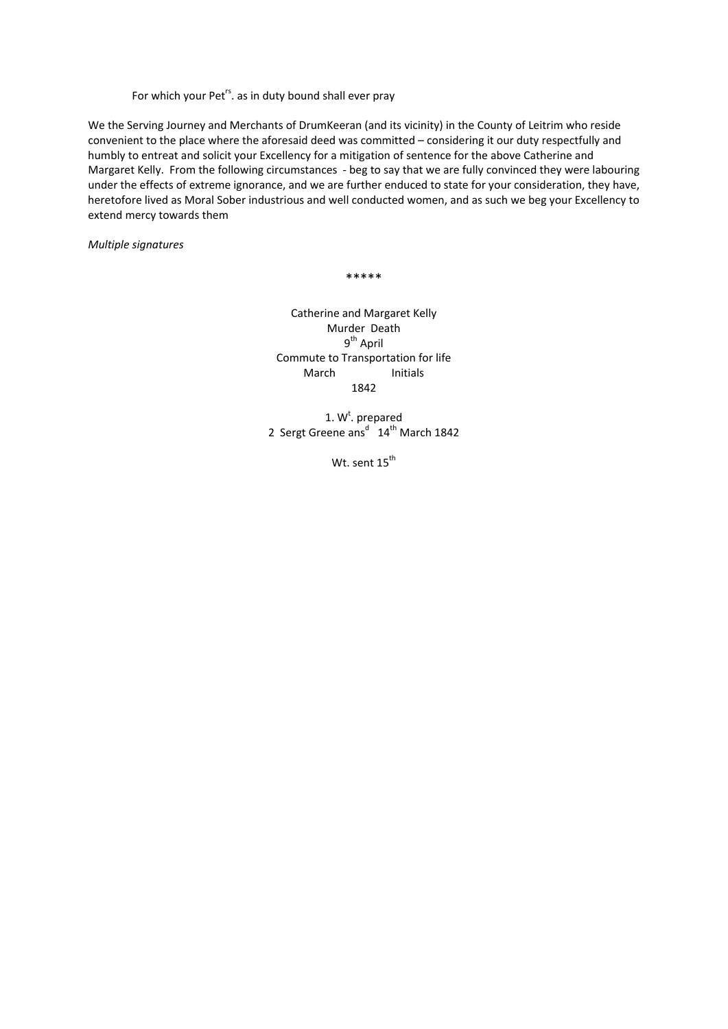For which your Pet[rs]. as in duty bound shall ever pray

We the Serving Journey and Merchants of DrumKeeran (and its vicinity) in the County of Leitrim who reside convenient to the place where the aforesaid deed was committed – considering it our duty respectfully and humbly to entreat and solicit your Excellency for a mitigation of sentence for the above Catherine and Margaret Kelly. From the following circumstances - beg to say that we are fully convinced they were labouring under the effects of extreme ignorance, and we are further enduced to state for your consideration, they have, heretofore lived as Moral Sober industrious and well conducted women, and as such we beg your Excellency to extend mercy towards them

*Multiple signatures*

*****

Catherine and Margaret Kelly
Murder Death
9[th] April
Commute to Transportation for life
March Initials
1842

1. W[t]. prepared
2 Sergt Greene ans[d] 14[th] March 1842

Wt. sent 15[th]